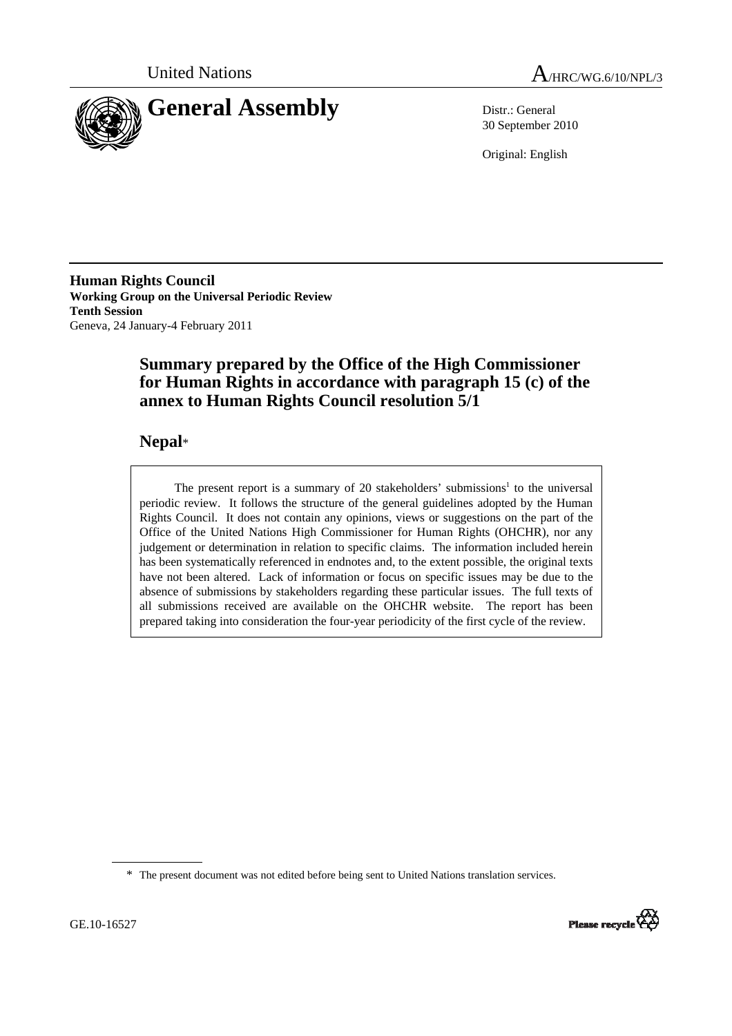United Nations A/HRC/WG.6/10/NPL/3

# General Assembly

Distr.: General
30 September 2010

Original: English

**Human Rights Council**
**Working Group on the Universal Periodic Review**
**Tenth Session**
Geneva, 24 January-4 February 2011

## Summary prepared by the Office of the High Commissioner for Human Rights in accordance with paragraph 15 (c) of the annex to Human Rights Council resolution 5/1

## Nepal*

The present report is a summary of 20 stakeholders' submissions[1] to the universal periodic review. It follows the structure of the general guidelines adopted by the Human Rights Council. It does not contain any opinions, views or suggestions on the part of the Office of the United Nations High Commissioner for Human Rights (OHCHR), nor any judgement or determination in relation to specific claims. The information included herein has been systematically referenced in endnotes and, to the extent possible, the original texts have not been altered. Lack of information or focus on specific issues may be due to the absence of submissions by stakeholders regarding these particular issues. The full texts of all submissions received are available on the OHCHR website. The report has been prepared taking into consideration the four-year periodicity of the first cycle of the review.

\* The present document was not edited before being sent to United Nations translation services.

GE.10-16527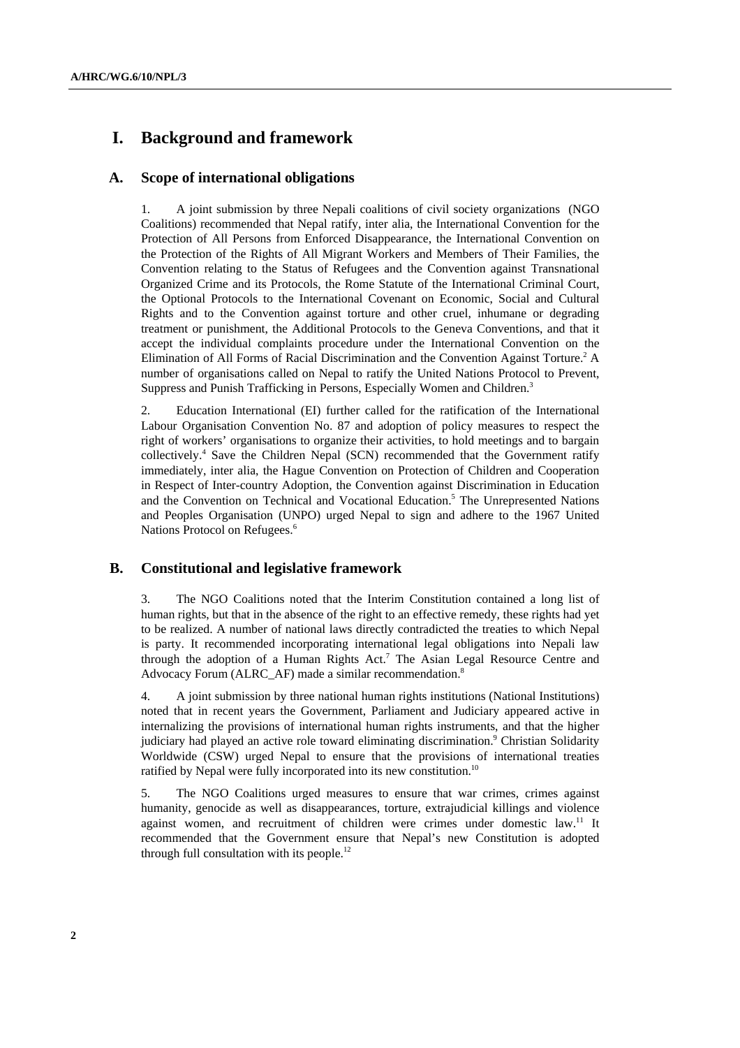# I. Background and framework

## A. Scope of international obligations

1. A joint submission by three Nepali coalitions of civil society organizations (NGO Coalitions) recommended that Nepal ratify, inter alia, the International Convention for the Protection of All Persons from Enforced Disappearance, the International Convention on the Protection of the Rights of All Migrant Workers and Members of Their Families, the Convention relating to the Status of Refugees and the Convention against Transnational Organized Crime and its Protocols, the Rome Statute of the International Criminal Court, the Optional Protocols to the International Covenant on Economic, Social and Cultural Rights and to the Convention against torture and other cruel, inhumane or degrading treatment or punishment, the Additional Protocols to the Geneva Conventions, and that it accept the individual complaints procedure under the International Convention on the Elimination of All Forms of Racial Discrimination and the Convention Against Torture.[2] A number of organisations called on Nepal to ratify the United Nations Protocol to Prevent, Suppress and Punish Trafficking in Persons, Especially Women and Children.[3]

2. Education International (EI) further called for the ratification of the International Labour Organisation Convention No. 87 and adoption of policy measures to respect the right of workers' organisations to organize their activities, to hold meetings and to bargain collectively.[4] Save the Children Nepal (SCN) recommended that the Government ratify immediately, inter alia, the Hague Convention on Protection of Children and Cooperation in Respect of Inter-country Adoption, the Convention against Discrimination in Education and the Convention on Technical and Vocational Education.[5] The Unrepresented Nations and Peoples Organisation (UNPO) urged Nepal to sign and adhere to the 1967 United Nations Protocol on Refugees.[6]

## B. Constitutional and legislative framework

3. The NGO Coalitions noted that the Interim Constitution contained a long list of human rights, but that in the absence of the right to an effective remedy, these rights had yet to be realized. A number of national laws directly contradicted the treaties to which Nepal is party. It recommended incorporating international legal obligations into Nepali law through the adoption of a Human Rights Act.[7] The Asian Legal Resource Centre and Advocacy Forum (ALRC_AF) made a similar recommendation.[8]

4. A joint submission by three national human rights institutions (National Institutions) noted that in recent years the Government, Parliament and Judiciary appeared active in internalizing the provisions of international human rights instruments, and that the higher judiciary had played an active role toward eliminating discrimination.[9] Christian Solidarity Worldwide (CSW) urged Nepal to ensure that the provisions of international treaties ratified by Nepal were fully incorporated into its new constitution.[10]

5. The NGO Coalitions urged measures to ensure that war crimes, crimes against humanity, genocide as well as disappearances, torture, extrajudicial killings and violence against women, and recruitment of children were crimes under domestic law.[11] It recommended that the Government ensure that Nepal's new Constitution is adopted through full consultation with its people.[12]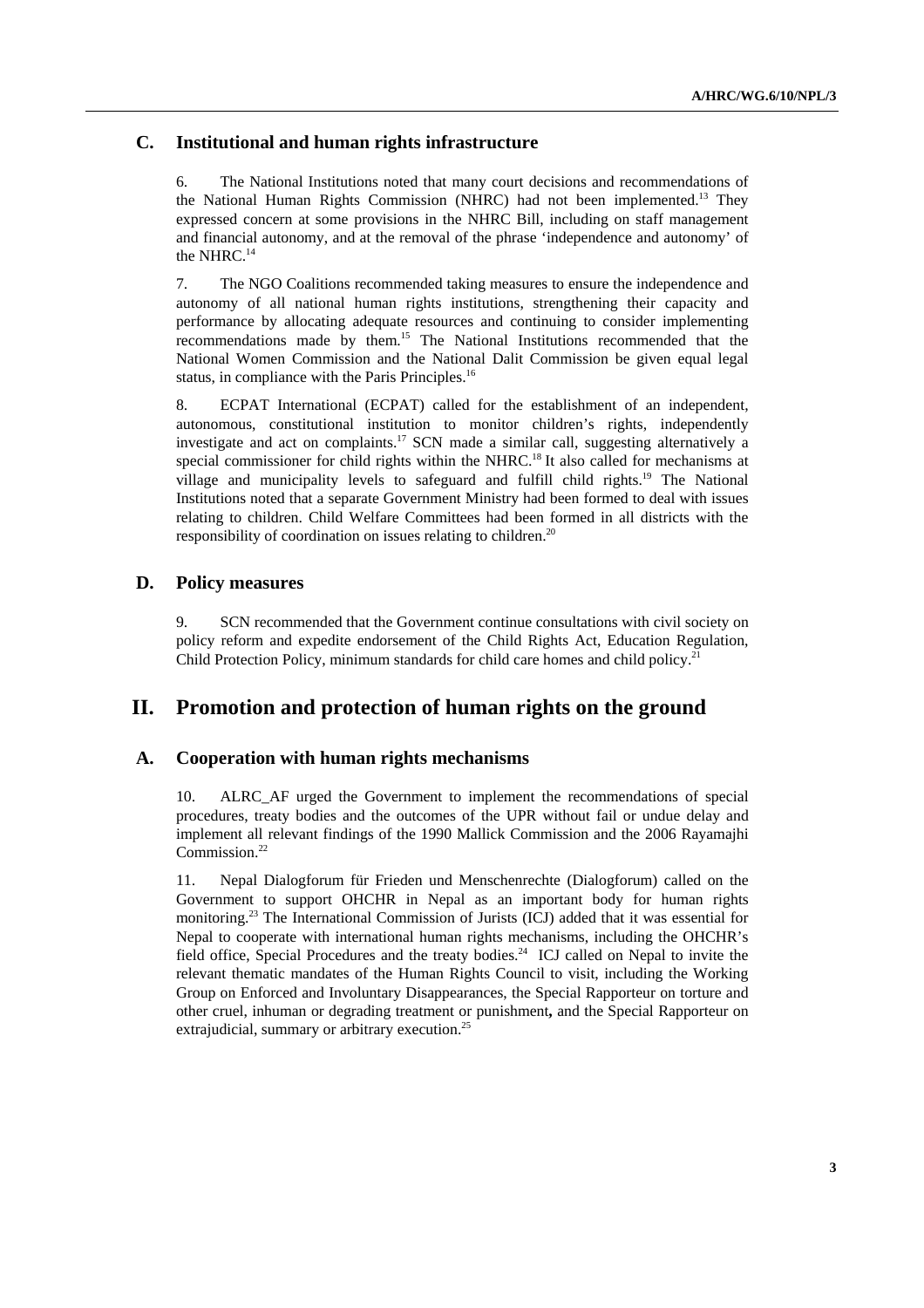### C. Institutional and human rights infrastructure

6. The National Institutions noted that many court decisions and recommendations of the National Human Rights Commission (NHRC) had not been implemented.[13] They expressed concern at some provisions in the NHRC Bill, including on staff management and financial autonomy, and at the removal of the phrase 'independence and autonomy' of the NHRC.[14]

7. The NGO Coalitions recommended taking measures to ensure the independence and autonomy of all national human rights institutions, strengthening their capacity and performance by allocating adequate resources and continuing to consider implementing recommendations made by them.[15] The National Institutions recommended that the National Women Commission and the National Dalit Commission be given equal legal status, in compliance with the Paris Principles.[16]

8. ECPAT International (ECPAT) called for the establishment of an independent, autonomous, constitutional institution to monitor children's rights, independently investigate and act on complaints.[17] SCN made a similar call, suggesting alternatively a special commissioner for child rights within the NHRC.[18] It also called for mechanisms at village and municipality levels to safeguard and fulfill child rights.[19] The National Institutions noted that a separate Government Ministry had been formed to deal with issues relating to children. Child Welfare Committees had been formed in all districts with the responsibility of coordination on issues relating to children.[20]

### D. Policy measures

9. SCN recommended that the Government continue consultations with civil society on policy reform and expedite endorsement of the Child Rights Act, Education Regulation, Child Protection Policy, minimum standards for child care homes and child policy.[21]

## II. Promotion and protection of human rights on the ground

### A. Cooperation with human rights mechanisms

10. ALRC_AF urged the Government to implement the recommendations of special procedures, treaty bodies and the outcomes of the UPR without fail or undue delay and implement all relevant findings of the 1990 Mallick Commission and the 2006 Rayamajhi Commission.[22]

11. Nepal Dialogforum für Frieden und Menschenrechte (Dialogforum) called on the Government to support OHCHR in Nepal as an important body for human rights monitoring.[23] The International Commission of Jurists (ICJ) added that it was essential for Nepal to cooperate with international human rights mechanisms, including the OHCHR's field office, Special Procedures and the treaty bodies.[24] ICJ called on Nepal to invite the relevant thematic mandates of the Human Rights Council to visit, including the Working Group on Enforced and Involuntary Disappearances, the Special Rapporteur on torture and other cruel, inhuman or degrading treatment or punishment**,** and the Special Rapporteur on extrajudicial, summary or arbitrary execution.[25]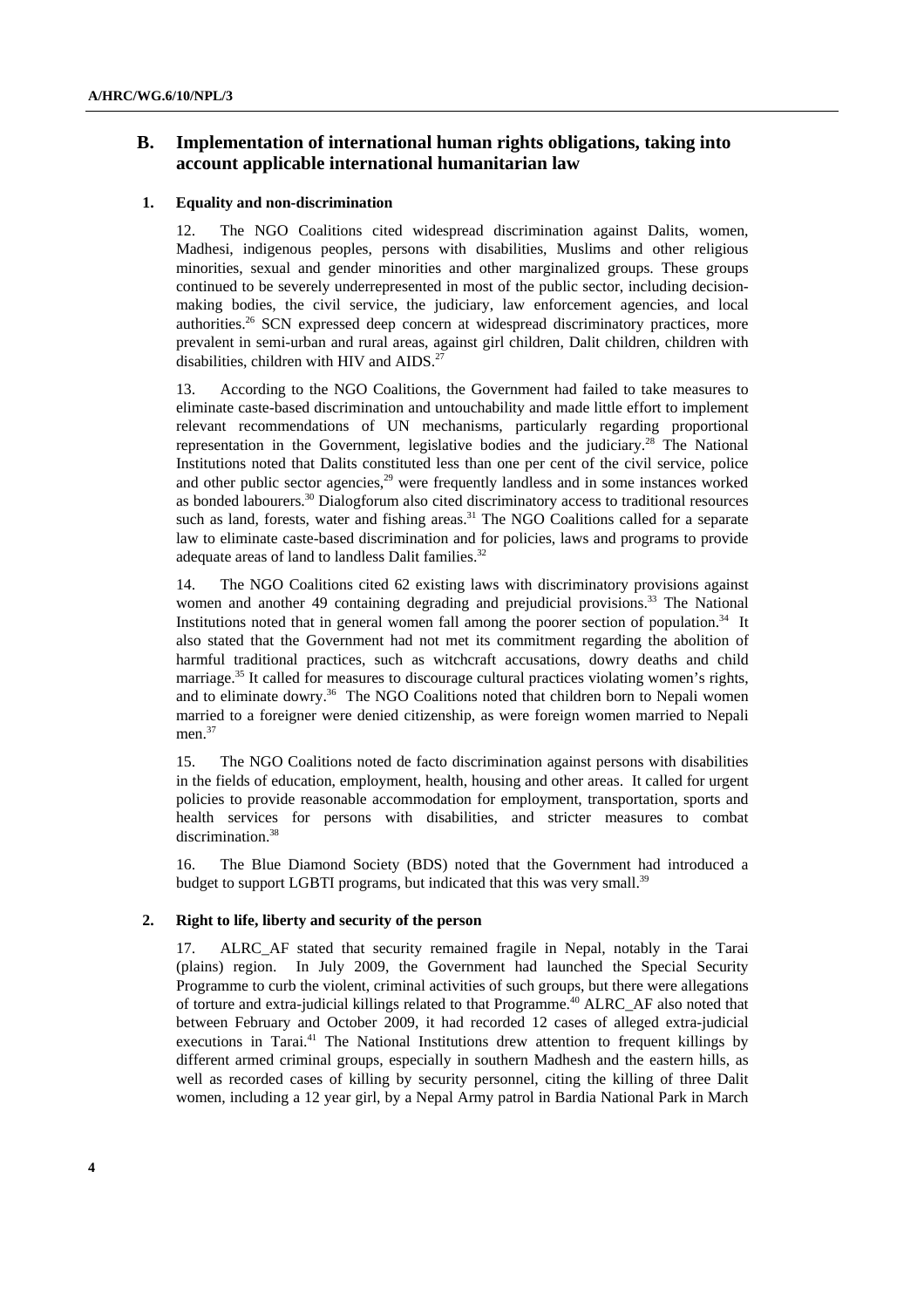## B. Implementation of international human rights obligations, taking into account applicable international humanitarian law

### 1. Equality and non-discrimination

12. The NGO Coalitions cited widespread discrimination against Dalits, women, Madhesi, indigenous peoples, persons with disabilities, Muslims and other religious minorities, sexual and gender minorities and other marginalized groups. These groups continued to be severely underrepresented in most of the public sector, including decision-making bodies, the civil service, the judiciary, law enforcement agencies, and local authorities.[26] SCN expressed deep concern at widespread discriminatory practices, more prevalent in semi-urban and rural areas, against girl children, Dalit children, children with disabilities, children with HIV and AIDS.[27]

13. According to the NGO Coalitions, the Government had failed to take measures to eliminate caste-based discrimination and untouchability and made little effort to implement relevant recommendations of UN mechanisms, particularly regarding proportional representation in the Government, legislative bodies and the judiciary.[28] The National Institutions noted that Dalits constituted less than one per cent of the civil service, police and other public sector agencies,[29] were frequently landless and in some instances worked as bonded labourers.[30] Dialogforum also cited discriminatory access to traditional resources such as land, forests, water and fishing areas.[31] The NGO Coalitions called for a separate law to eliminate caste-based discrimination and for policies, laws and programs to provide adequate areas of land to landless Dalit families.[32]

14. The NGO Coalitions cited 62 existing laws with discriminatory provisions against women and another 49 containing degrading and prejudicial provisions.[33] The National Institutions noted that in general women fall among the poorer section of population.[34] It also stated that the Government had not met its commitment regarding the abolition of harmful traditional practices, such as witchcraft accusations, dowry deaths and child marriage.[35] It called for measures to discourage cultural practices violating women's rights, and to eliminate dowry.[36] The NGO Coalitions noted that children born to Nepali women married to a foreigner were denied citizenship, as were foreign women married to Nepali men.[37]

15. The NGO Coalitions noted de facto discrimination against persons with disabilities in the fields of education, employment, health, housing and other areas. It called for urgent policies to provide reasonable accommodation for employment, transportation, sports and health services for persons with disabilities, and stricter measures to combat discrimination.[38]

16. The Blue Diamond Society (BDS) noted that the Government had introduced a budget to support LGBTI programs, but indicated that this was very small.[39]

### 2. Right to life, liberty and security of the person

17. ALRC_AF stated that security remained fragile in Nepal, notably in the Tarai (plains) region. In July 2009, the Government had launched the Special Security Programme to curb the violent, criminal activities of such groups, but there were allegations of torture and extra-judicial killings related to that Programme.[40] ALRC_AF also noted that between February and October 2009, it had recorded 12 cases of alleged extra-judicial executions in Tarai.[41] The National Institutions drew attention to frequent killings by different armed criminal groups, especially in southern Madhesh and the eastern hills, as well as recorded cases of killing by security personnel, citing the killing of three Dalit women, including a 12 year girl, by a Nepal Army patrol in Bardia National Park in March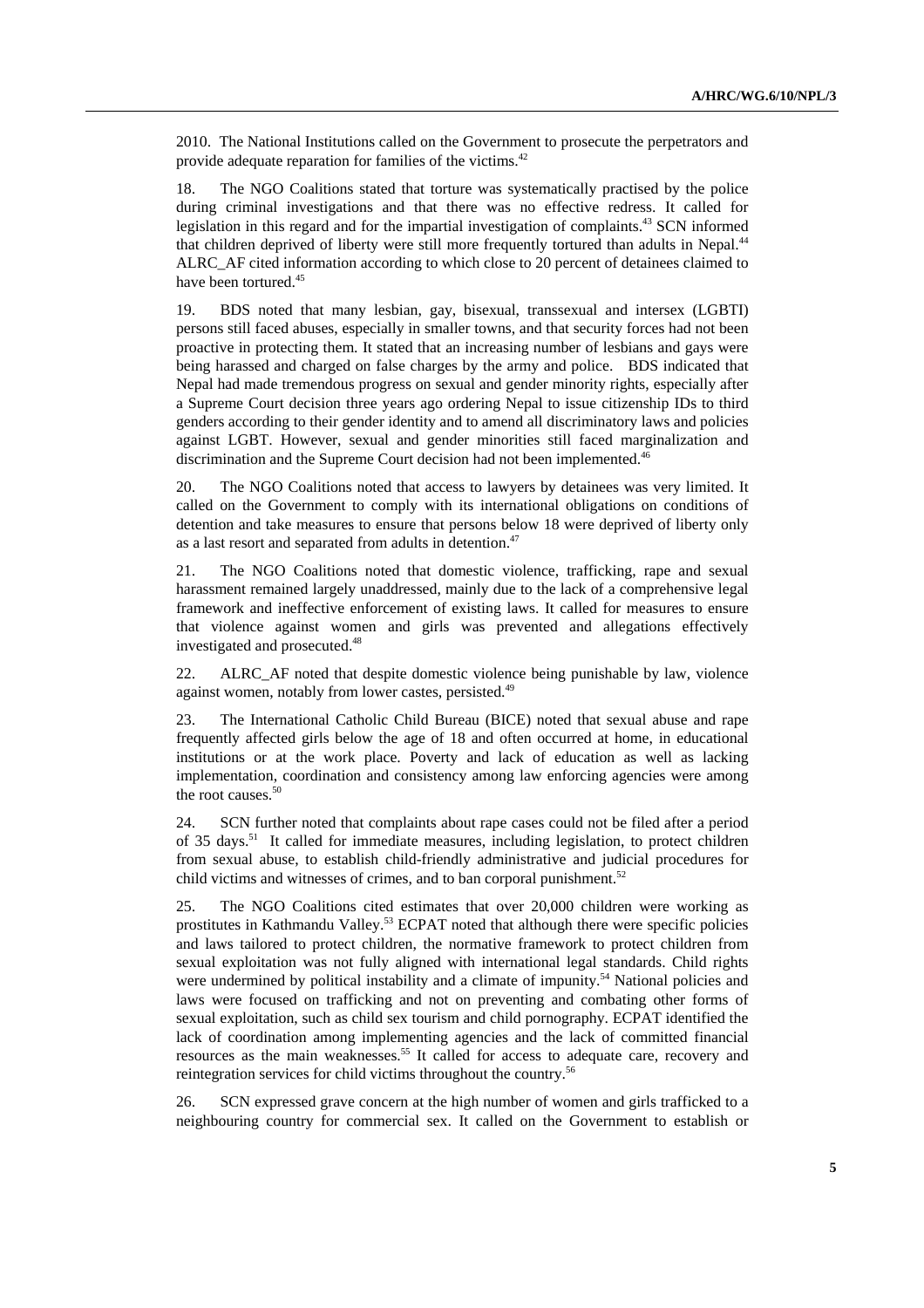2010. The National Institutions called on the Government to prosecute the perpetrators and provide adequate reparation for families of the victims.[42]

18. The NGO Coalitions stated that torture was systematically practised by the police during criminal investigations and that there was no effective redress. It called for legislation in this regard and for the impartial investigation of complaints.[43] SCN informed that children deprived of liberty were still more frequently tortured than adults in Nepal.[44] ALRC_AF cited information according to which close to 20 percent of detainees claimed to have been tortured.[45]

19. BDS noted that many lesbian, gay, bisexual, transsexual and intersex (LGBTI) persons still faced abuses, especially in smaller towns, and that security forces had not been proactive in protecting them. It stated that an increasing number of lesbians and gays were being harassed and charged on false charges by the army and police. BDS indicated that Nepal had made tremendous progress on sexual and gender minority rights, especially after a Supreme Court decision three years ago ordering Nepal to issue citizenship IDs to third genders according to their gender identity and to amend all discriminatory laws and policies against LGBT. However, sexual and gender minorities still faced marginalization and discrimination and the Supreme Court decision had not been implemented.[46]

20. The NGO Coalitions noted that access to lawyers by detainees was very limited. It called on the Government to comply with its international obligations on conditions of detention and take measures to ensure that persons below 18 were deprived of liberty only as a last resort and separated from adults in detention.[47]

21. The NGO Coalitions noted that domestic violence, trafficking, rape and sexual harassment remained largely unaddressed, mainly due to the lack of a comprehensive legal framework and ineffective enforcement of existing laws. It called for measures to ensure that violence against women and girls was prevented and allegations effectively investigated and prosecuted.[48]

22. ALRC_AF noted that despite domestic violence being punishable by law, violence against women, notably from lower castes, persisted.[49]

23. The International Catholic Child Bureau (BICE) noted that sexual abuse and rape frequently affected girls below the age of 18 and often occurred at home, in educational institutions or at the work place. Poverty and lack of education as well as lacking implementation, coordination and consistency among law enforcing agencies were among the root causes.[50]

24. SCN further noted that complaints about rape cases could not be filed after a period of 35 days.[51] It called for immediate measures, including legislation, to protect children from sexual abuse, to establish child-friendly administrative and judicial procedures for child victims and witnesses of crimes, and to ban corporal punishment.[52]

25. The NGO Coalitions cited estimates that over 20,000 children were working as prostitutes in Kathmandu Valley.[53] ECPAT noted that although there were specific policies and laws tailored to protect children, the normative framework to protect children from sexual exploitation was not fully aligned with international legal standards. Child rights were undermined by political instability and a climate of impunity.[54] National policies and laws were focused on trafficking and not on preventing and combating other forms of sexual exploitation, such as child sex tourism and child pornography. ECPAT identified the lack of coordination among implementing agencies and the lack of committed financial resources as the main weaknesses.[55] It called for access to adequate care, recovery and reintegration services for child victims throughout the country.[56]

26. SCN expressed grave concern at the high number of women and girls trafficked to a neighbouring country for commercial sex. It called on the Government to establish or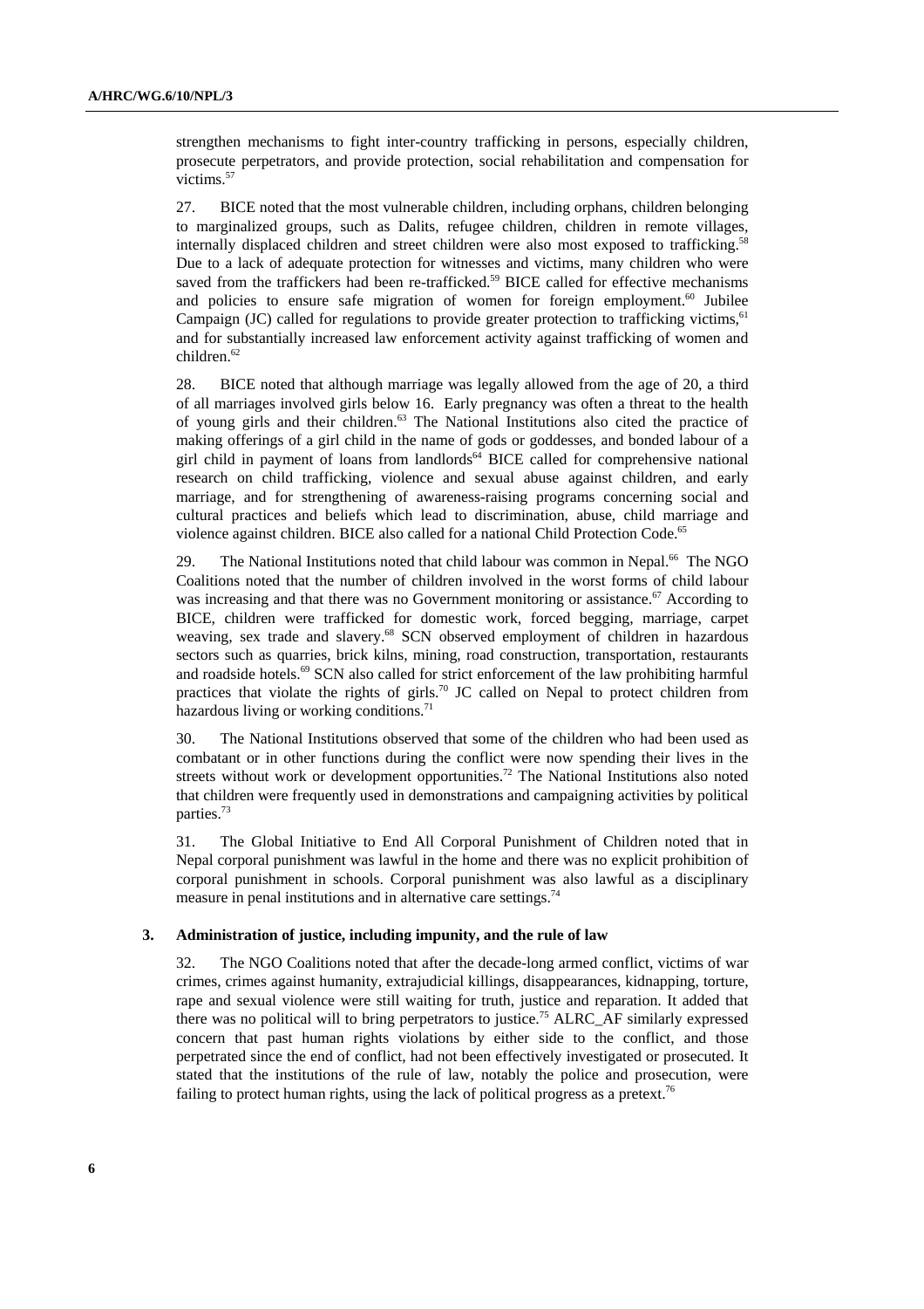strengthen mechanisms to fight inter-country trafficking in persons, especially children, prosecute perpetrators, and provide protection, social rehabilitation and compensation for victims.[57]

27. BICE noted that the most vulnerable children, including orphans, children belonging to marginalized groups, such as Dalits, refugee children, children in remote villages, internally displaced children and street children were also most exposed to trafficking.[58] Due to a lack of adequate protection for witnesses and victims, many children who were saved from the traffickers had been re-trafficked.[59] BICE called for effective mechanisms and policies to ensure safe migration of women for foreign employment.[60] Jubilee Campaign (JC) called for regulations to provide greater protection to trafficking victims,[61] and for substantially increased law enforcement activity against trafficking of women and children.[62]

28. BICE noted that although marriage was legally allowed from the age of 20, a third of all marriages involved girls below 16. Early pregnancy was often a threat to the health of young girls and their children.[63] The National Institutions also cited the practice of making offerings of a girl child in the name of gods or goddesses, and bonded labour of a girl child in payment of loans from landlords[64] BICE called for comprehensive national research on child trafficking, violence and sexual abuse against children, and early marriage, and for strengthening of awareness-raising programs concerning social and cultural practices and beliefs which lead to discrimination, abuse, child marriage and violence against children. BICE also called for a national Child Protection Code.[65]

29. The National Institutions noted that child labour was common in Nepal.[66] The NGO Coalitions noted that the number of children involved in the worst forms of child labour was increasing and that there was no Government monitoring or assistance.[67] According to BICE, children were trafficked for domestic work, forced begging, marriage, carpet weaving, sex trade and slavery.[68] SCN observed employment of children in hazardous sectors such as quarries, brick kilns, mining, road construction, transportation, restaurants and roadside hotels.[69] SCN also called for strict enforcement of the law prohibiting harmful practices that violate the rights of girls.[70] JC called on Nepal to protect children from hazardous living or working conditions.[71]

30. The National Institutions observed that some of the children who had been used as combatant or in other functions during the conflict were now spending their lives in the streets without work or development opportunities.[72] The National Institutions also noted that children were frequently used in demonstrations and campaigning activities by political parties.[73]

31. The Global Initiative to End All Corporal Punishment of Children noted that in Nepal corporal punishment was lawful in the home and there was no explicit prohibition of corporal punishment in schools. Corporal punishment was also lawful as a disciplinary measure in penal institutions and in alternative care settings.[74]

### 3. Administration of justice, including impunity, and the rule of law

32. The NGO Coalitions noted that after the decade-long armed conflict, victims of war crimes, crimes against humanity, extrajudicial killings, disappearances, kidnapping, torture, rape and sexual violence were still waiting for truth, justice and reparation. It added that there was no political will to bring perpetrators to justice.[75] ALRC_AF similarly expressed concern that past human rights violations by either side to the conflict, and those perpetrated since the end of conflict, had not been effectively investigated or prosecuted. It stated that the institutions of the rule of law, notably the police and prosecution, were failing to protect human rights, using the lack of political progress as a pretext.[76]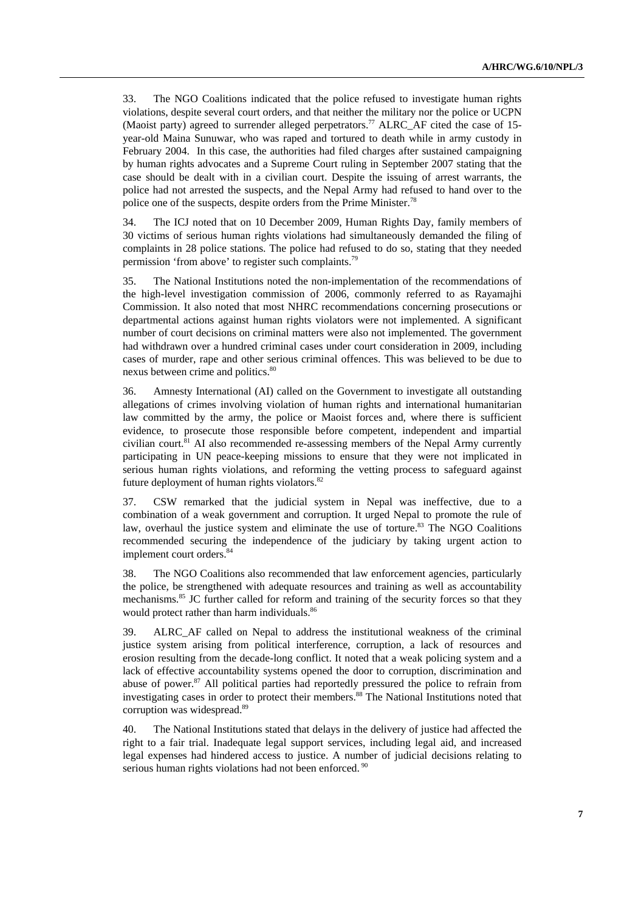33. The NGO Coalitions indicated that the police refused to investigate human rights violations, despite several court orders, and that neither the military nor the police or UCPN (Maoist party) agreed to surrender alleged perpetrators.[77] ALRC_AF cited the case of 15-year-old Maina Sunuwar, who was raped and tortured to death while in army custody in February 2004. In this case, the authorities had filed charges after sustained campaigning by human rights advocates and a Supreme Court ruling in September 2007 stating that the case should be dealt with in a civilian court. Despite the issuing of arrest warrants, the police had not arrested the suspects, and the Nepal Army had refused to hand over to the police one of the suspects, despite orders from the Prime Minister.[78]

34. The ICJ noted that on 10 December 2009, Human Rights Day, family members of 30 victims of serious human rights violations had simultaneously demanded the filing of complaints in 28 police stations. The police had refused to do so, stating that they needed permission 'from above' to register such complaints.[79]

35. The National Institutions noted the non-implementation of the recommendations of the high-level investigation commission of 2006, commonly referred to as Rayamajhi Commission. It also noted that most NHRC recommendations concerning prosecutions or departmental actions against human rights violators were not implemented. A significant number of court decisions on criminal matters were also not implemented. The government had withdrawn over a hundred criminal cases under court consideration in 2009, including cases of murder, rape and other serious criminal offences. This was believed to be due to nexus between crime and politics.[80]

36. Amnesty International (AI) called on the Government to investigate all outstanding allegations of crimes involving violation of human rights and international humanitarian law committed by the army, the police or Maoist forces and, where there is sufficient evidence, to prosecute those responsible before competent, independent and impartial civilian court.[81] AI also recommended re-assessing members of the Nepal Army currently participating in UN peace-keeping missions to ensure that they were not implicated in serious human rights violations, and reforming the vetting process to safeguard against future deployment of human rights violators.[82]

37. CSW remarked that the judicial system in Nepal was ineffective, due to a combination of a weak government and corruption. It urged Nepal to promote the rule of law, overhaul the justice system and eliminate the use of torture.[83] The NGO Coalitions recommended securing the independence of the judiciary by taking urgent action to implement court orders.[84]

38. The NGO Coalitions also recommended that law enforcement agencies, particularly the police, be strengthened with adequate resources and training as well as accountability mechanisms.[85] JC further called for reform and training of the security forces so that they would protect rather than harm individuals.[86]

39. ALRC_AF called on Nepal to address the institutional weakness of the criminal justice system arising from political interference, corruption, a lack of resources and erosion resulting from the decade-long conflict. It noted that a weak policing system and a lack of effective accountability systems opened the door to corruption, discrimination and abuse of power.[87] All political parties had reportedly pressured the police to refrain from investigating cases in order to protect their members.[88] The National Institutions noted that corruption was widespread.[89]

40. The National Institutions stated that delays in the delivery of justice had affected the right to a fair trial. Inadequate legal support services, including legal aid, and increased legal expenses had hindered access to justice. A number of judicial decisions relating to serious human rights violations had not been enforced.[90]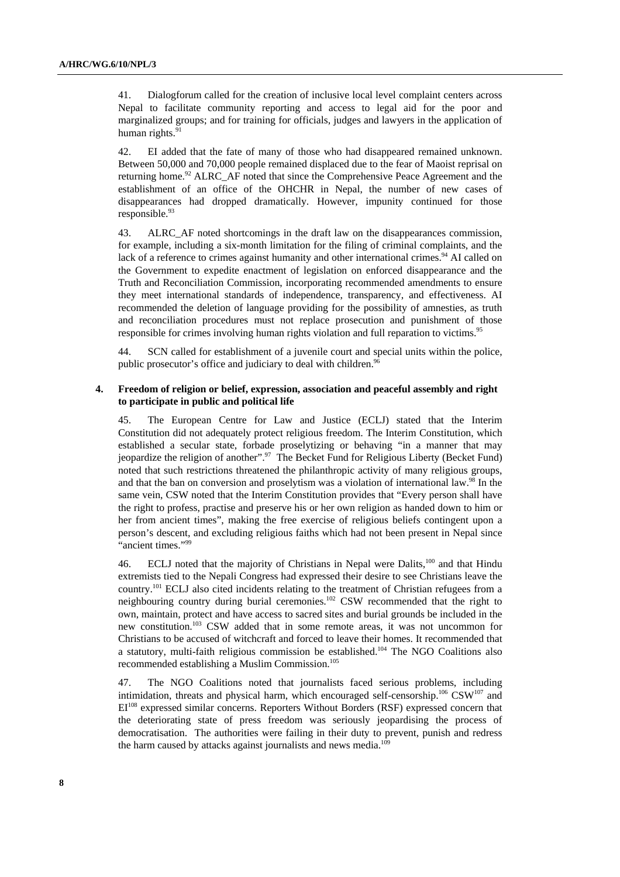41. Dialogforum called for the creation of inclusive local level complaint centers across Nepal to facilitate community reporting and access to legal aid for the poor and marginalized groups; and for training for officials, judges and lawyers in the application of human rights.[91]

42. EI added that the fate of many of those who had disappeared remained unknown. Between 50,000 and 70,000 people remained displaced due to the fear of Maoist reprisal on returning home.[92] ALRC_AF noted that since the Comprehensive Peace Agreement and the establishment of an office of the OHCHR in Nepal, the number of new cases of disappearances had dropped dramatically. However, impunity continued for those responsible.[93]

43. ALRC_AF noted shortcomings in the draft law on the disappearances commission, for example, including a six-month limitation for the filing of criminal complaints, and the lack of a reference to crimes against humanity and other international crimes.[94] AI called on the Government to expedite enactment of legislation on enforced disappearance and the Truth and Reconciliation Commission, incorporating recommended amendments to ensure they meet international standards of independence, transparency, and effectiveness. AI recommended the deletion of language providing for the possibility of amnesties, as truth and reconciliation procedures must not replace prosecution and punishment of those responsible for crimes involving human rights violation and full reparation to victims.[95]

44. SCN called for establishment of a juvenile court and special units within the police, public prosecutor's office and judiciary to deal with children.[96]

### 4. Freedom of religion or belief, expression, association and peaceful assembly and right to participate in public and political life

45. The European Centre for Law and Justice (ECLJ) stated that the Interim Constitution did not adequately protect religious freedom. The Interim Constitution, which established a secular state, forbade proselytizing or behaving "in a manner that may jeopardize the religion of another".[97] The Becket Fund for Religious Liberty (Becket Fund) noted that such restrictions threatened the philanthropic activity of many religious groups, and that the ban on conversion and proselytism was a violation of international law.[98] In the same vein, CSW noted that the Interim Constitution provides that "Every person shall have the right to profess, practise and preserve his or her own religion as handed down to him or her from ancient times", making the free exercise of religious beliefs contingent upon a person's descent, and excluding religious faiths which had not been present in Nepal since "ancient times."[99]

46. ECLJ noted that the majority of Christians in Nepal were Dalits,[100] and that Hindu extremists tied to the Nepali Congress had expressed their desire to see Christians leave the country.[101] ECLJ also cited incidents relating to the treatment of Christian refugees from a neighbouring country during burial ceremonies.[102] CSW recommended that the right to own, maintain, protect and have access to sacred sites and burial grounds be included in the new constitution.[103] CSW added that in some remote areas, it was not uncommon for Christians to be accused of witchcraft and forced to leave their homes. It recommended that a statutory, multi-faith religious commission be established.[104] The NGO Coalitions also recommended establishing a Muslim Commission.[105]

47. The NGO Coalitions noted that journalists faced serious problems, including intimidation, threats and physical harm, which encouraged self-censorship.[106] CSW[107] and EI[108] expressed similar concerns. Reporters Without Borders (RSF) expressed concern that the deteriorating state of press freedom was seriously jeopardising the process of democratisation. The authorities were failing in their duty to prevent, punish and redress the harm caused by attacks against journalists and news media.[109]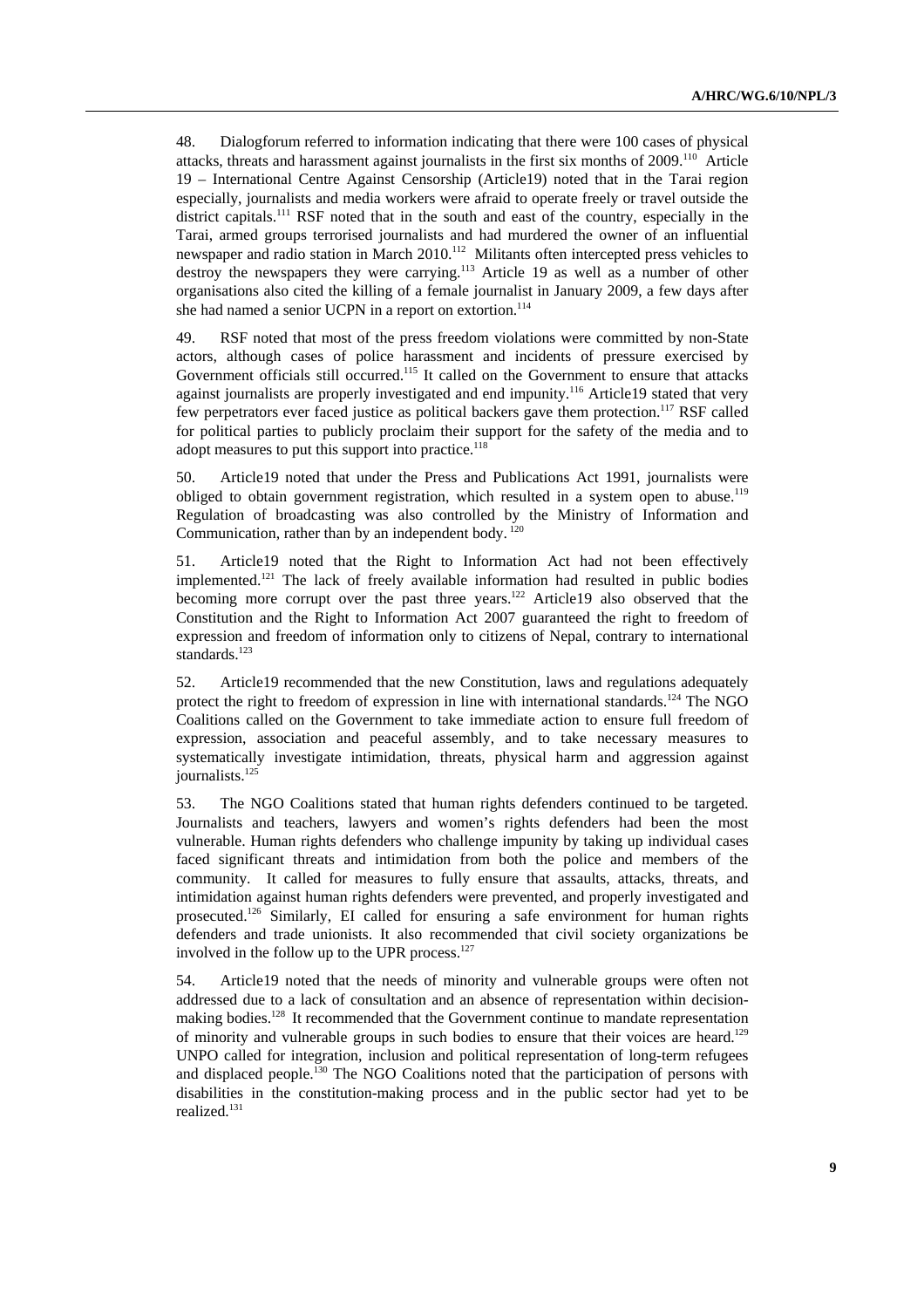48. Dialogforum referred to information indicating that there were 100 cases of physical attacks, threats and harassment against journalists in the first six months of 2009.[110] Article 19 – International Centre Against Censorship (Article19) noted that in the Tarai region especially, journalists and media workers were afraid to operate freely or travel outside the district capitals.[111] RSF noted that in the south and east of the country, especially in the Tarai, armed groups terrorised journalists and had murdered the owner of an influential newspaper and radio station in March 2010.[112] Militants often intercepted press vehicles to destroy the newspapers they were carrying.[113] Article 19 as well as a number of other organisations also cited the killing of a female journalist in January 2009, a few days after she had named a senior UCPN in a report on extortion.[114]

49. RSF noted that most of the press freedom violations were committed by non-State actors, although cases of police harassment and incidents of pressure exercised by Government officials still occurred.[115] It called on the Government to ensure that attacks against journalists are properly investigated and end impunity.[116] Article19 stated that very few perpetrators ever faced justice as political backers gave them protection.[117] RSF called for political parties to publicly proclaim their support for the safety of the media and to adopt measures to put this support into practice.[118]

50. Article19 noted that under the Press and Publications Act 1991, journalists were obliged to obtain government registration, which resulted in a system open to abuse.[119] Regulation of broadcasting was also controlled by the Ministry of Information and Communication, rather than by an independent body.[120]

51. Article19 noted that the Right to Information Act had not been effectively implemented.[121] The lack of freely available information had resulted in public bodies becoming more corrupt over the past three years.[122] Article19 also observed that the Constitution and the Right to Information Act 2007 guaranteed the right to freedom of expression and freedom of information only to citizens of Nepal, contrary to international standards.[123]

52. Article19 recommended that the new Constitution, laws and regulations adequately protect the right to freedom of expression in line with international standards.[124] The NGO Coalitions called on the Government to take immediate action to ensure full freedom of expression, association and peaceful assembly, and to take necessary measures to systematically investigate intimidation, threats, physical harm and aggression against journalists.[125]

53. The NGO Coalitions stated that human rights defenders continued to be targeted. Journalists and teachers, lawyers and women's rights defenders had been the most vulnerable. Human rights defenders who challenge impunity by taking up individual cases faced significant threats and intimidation from both the police and members of the community. It called for measures to fully ensure that assaults, attacks, threats, and intimidation against human rights defenders were prevented, and properly investigated and prosecuted.[126] Similarly, EI called for ensuring a safe environment for human rights defenders and trade unionists. It also recommended that civil society organizations be involved in the follow up to the UPR process.[127]

54. Article19 noted that the needs of minority and vulnerable groups were often not addressed due to a lack of consultation and an absence of representation within decision-making bodies.[128] It recommended that the Government continue to mandate representation of minority and vulnerable groups in such bodies to ensure that their voices are heard.[129] UNPO called for integration, inclusion and political representation of long-term refugees and displaced people.[130] The NGO Coalitions noted that the participation of persons with disabilities in the constitution-making process and in the public sector had yet to be realized.[131]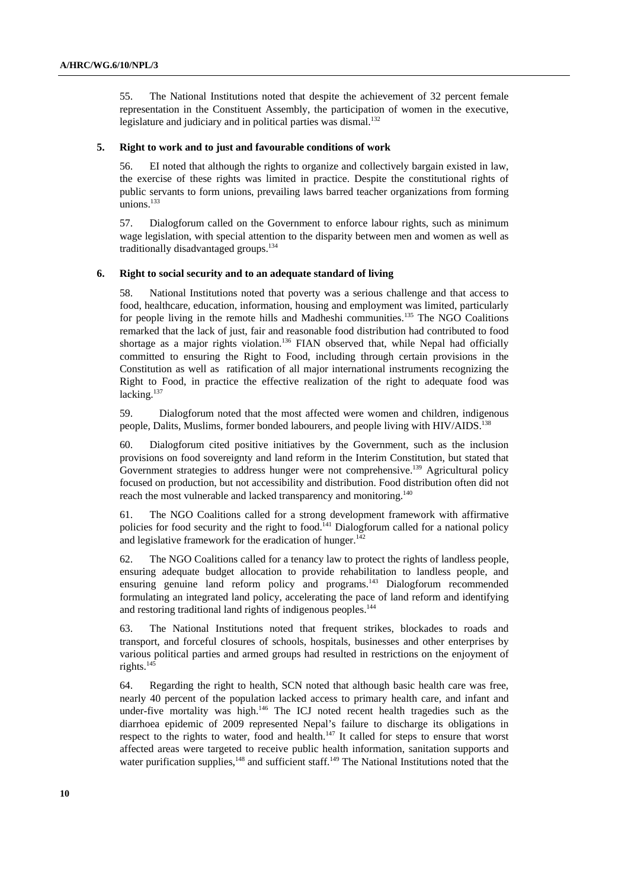55. The National Institutions noted that despite the achievement of 32 percent female representation in the Constituent Assembly, the participation of women in the executive, legislature and judiciary and in political parties was dismal.[132]

**5. Right to work and to just and favourable conditions of work**

56. EI noted that although the rights to organize and collectively bargain existed in law, the exercise of these rights was limited in practice. Despite the constitutional rights of public servants to form unions, prevailing laws barred teacher organizations from forming unions.[133]

57. Dialogforum called on the Government to enforce labour rights, such as minimum wage legislation, with special attention to the disparity between men and women as well as traditionally disadvantaged groups.[134]

**6. Right to social security and to an adequate standard of living**

58. National Institutions noted that poverty was a serious challenge and that access to food, healthcare, education, information, housing and employment was limited, particularly for people living in the remote hills and Madheshi communities.[135] The NGO Coalitions remarked that the lack of just, fair and reasonable food distribution had contributed to food shortage as a major rights violation.[136] FIAN observed that, while Nepal had officially committed to ensuring the Right to Food, including through certain provisions in the Constitution as well as ratification of all major international instruments recognizing the Right to Food, in practice the effective realization of the right to adequate food was lacking.[137]

59. Dialogforum noted that the most affected were women and children, indigenous people, Dalits, Muslims, former bonded labourers, and people living with HIV/AIDS.[138]

60. Dialogforum cited positive initiatives by the Government, such as the inclusion provisions on food sovereignty and land reform in the Interim Constitution, but stated that Government strategies to address hunger were not comprehensive.[139] Agricultural policy focused on production, but not accessibility and distribution. Food distribution often did not reach the most vulnerable and lacked transparency and monitoring.[140]

61. The NGO Coalitions called for a strong development framework with affirmative policies for food security and the right to food.[141] Dialogforum called for a national policy and legislative framework for the eradication of hunger.[142]

62. The NGO Coalitions called for a tenancy law to protect the rights of landless people, ensuring adequate budget allocation to provide rehabilitation to landless people, and ensuring genuine land reform policy and programs.[143] Dialogforum recommended formulating an integrated land policy, accelerating the pace of land reform and identifying and restoring traditional land rights of indigenous peoples.[144]

63. The National Institutions noted that frequent strikes, blockades to roads and transport, and forceful closures of schools, hospitals, businesses and other enterprises by various political parties and armed groups had resulted in restrictions on the enjoyment of rights.[145]

64. Regarding the right to health, SCN noted that although basic health care was free, nearly 40 percent of the population lacked access to primary health care, and infant and under-five mortality was high.[146] The ICJ noted recent health tragedies such as the diarrhoea epidemic of 2009 represented Nepal's failure to discharge its obligations in respect to the rights to water, food and health.[147] It called for steps to ensure that worst affected areas were targeted to receive public health information, sanitation supports and water purification supplies,[148] and sufficient staff.[149] The National Institutions noted that the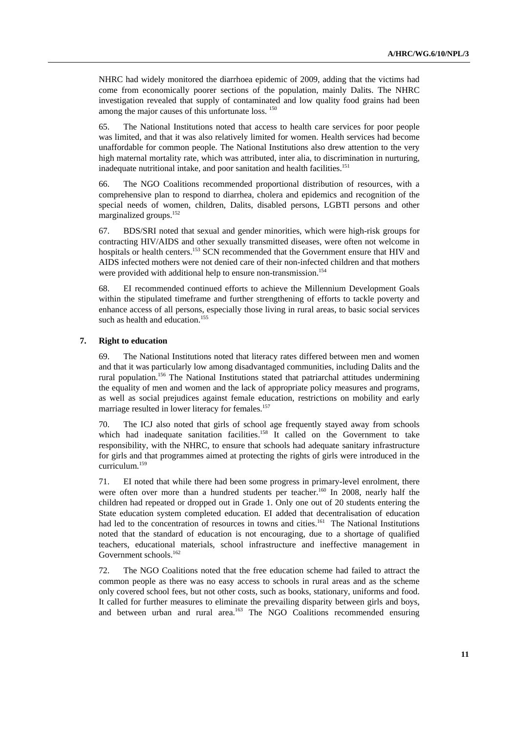NHRC had widely monitored the diarrhoea epidemic of 2009, adding that the victims had come from economically poorer sections of the population, mainly Dalits. The NHRC investigation revealed that supply of contaminated and low quality food grains had been among the major causes of this unfortunate loss. [150]

65. The National Institutions noted that access to health care services for poor people was limited, and that it was also relatively limited for women. Health services had become unaffordable for common people. The National Institutions also drew attention to the very high maternal mortality rate, which was attributed, inter alia, to discrimination in nurturing, inadequate nutritional intake, and poor sanitation and health facilities.[151]

66. The NGO Coalitions recommended proportional distribution of resources, with a comprehensive plan to respond to diarrhea, cholera and epidemics and recognition of the special needs of women, children, Dalits, disabled persons, LGBTI persons and other marginalized groups.[152]

67. BDS/SRI noted that sexual and gender minorities, which were high-risk groups for contracting HIV/AIDS and other sexually transmitted diseases, were often not welcome in hospitals or health centers.[153] SCN recommended that the Government ensure that HIV and AIDS infected mothers were not denied care of their non-infected children and that mothers were provided with additional help to ensure non-transmission.[154]

68. EI recommended continued efforts to achieve the Millennium Development Goals within the stipulated timeframe and further strengthening of efforts to tackle poverty and enhance access of all persons, especially those living in rural areas, to basic social services such as health and education.[155]

### 7. Right to education

69. The National Institutions noted that literacy rates differed between men and women and that it was particularly low among disadvantaged communities, including Dalits and the rural population.[156] The National Institutions stated that patriarchal attitudes undermining the equality of men and women and the lack of appropriate policy measures and programs, as well as social prejudices against female education, restrictions on mobility and early marriage resulted in lower literacy for females.[157]

70. The ICJ also noted that girls of school age frequently stayed away from schools which had inadequate sanitation facilities.[158] It called on the Government to take responsibility, with the NHRC, to ensure that schools had adequate sanitary infrastructure for girls and that programmes aimed at protecting the rights of girls were introduced in the curriculum.[159]

71. EI noted that while there had been some progress in primary-level enrolment, there were often over more than a hundred students per teacher.[160] In 2008, nearly half the children had repeated or dropped out in Grade 1. Only one out of 20 students entering the State education system completed education. EI added that decentralisation of education had led to the concentration of resources in towns and cities.[161] The National Institutions noted that the standard of education is not encouraging, due to a shortage of qualified teachers, educational materials, school infrastructure and ineffective management in Government schools.[162]

72. The NGO Coalitions noted that the free education scheme had failed to attract the common people as there was no easy access to schools in rural areas and as the scheme only covered school fees, but not other costs, such as books, stationary, uniforms and food. It called for further measures to eliminate the prevailing disparity between girls and boys, and between urban and rural area.[163] The NGO Coalitions recommended ensuring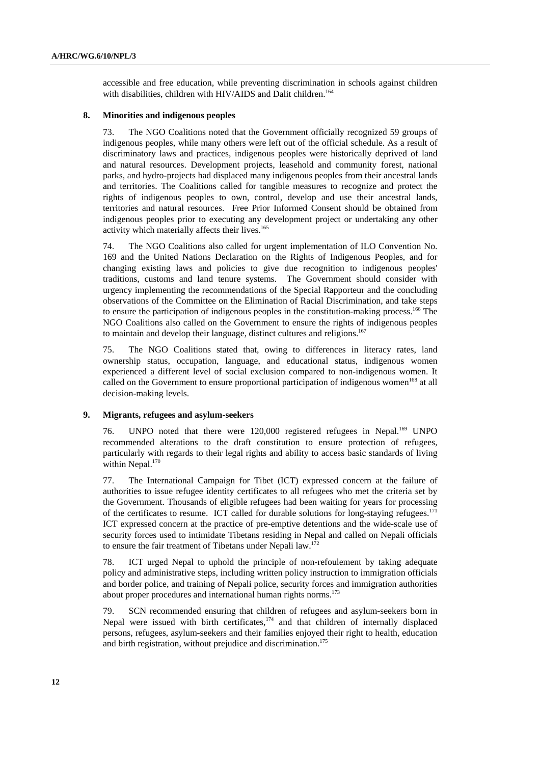accessible and free education, while preventing discrimination in schools against children with disabilities, children with HIV/AIDS and Dalit children.[164]

### 8. Minorities and indigenous peoples

73. The NGO Coalitions noted that the Government officially recognized 59 groups of indigenous peoples, while many others were left out of the official schedule. As a result of discriminatory laws and practices, indigenous peoples were historically deprived of land and natural resources. Development projects, leasehold and community forest, national parks, and hydro-projects had displaced many indigenous peoples from their ancestral lands and territories. The Coalitions called for tangible measures to recognize and protect the rights of indigenous peoples to own, control, develop and use their ancestral lands, territories and natural resources. Free Prior Informed Consent should be obtained from indigenous peoples prior to executing any development project or undertaking any other activity which materially affects their lives.[165]

74. The NGO Coalitions also called for urgent implementation of ILO Convention No. 169 and the United Nations Declaration on the Rights of Indigenous Peoples, and for changing existing laws and policies to give due recognition to indigenous peoples' traditions, customs and land tenure systems. The Government should consider with urgency implementing the recommendations of the Special Rapporteur and the concluding observations of the Committee on the Elimination of Racial Discrimination, and take steps to ensure the participation of indigenous peoples in the constitution-making process.[166] The NGO Coalitions also called on the Government to ensure the rights of indigenous peoples to maintain and develop their language, distinct cultures and religions.[167]

75. The NGO Coalitions stated that, owing to differences in literacy rates, land ownership status, occupation, language, and educational status, indigenous women experienced a different level of social exclusion compared to non-indigenous women. It called on the Government to ensure proportional participation of indigenous women[168] at all decision-making levels.

### 9. Migrants, refugees and asylum-seekers

76. UNPO noted that there were 120,000 registered refugees in Nepal.[169] UNPO recommended alterations to the draft constitution to ensure protection of refugees, particularly with regards to their legal rights and ability to access basic standards of living within Nepal.[170]

77. The International Campaign for Tibet (ICT) expressed concern at the failure of authorities to issue refugee identity certificates to all refugees who met the criteria set by the Government. Thousands of eligible refugees had been waiting for years for processing of the certificates to resume. ICT called for durable solutions for long-staying refugees.[171] ICT expressed concern at the practice of pre-emptive detentions and the wide-scale use of security forces used to intimidate Tibetans residing in Nepal and called on Nepali officials to ensure the fair treatment of Tibetans under Nepali law.[172]

78. ICT urged Nepal to uphold the principle of non-refoulement by taking adequate policy and administrative steps, including written policy instruction to immigration officials and border police, and training of Nepali police, security forces and immigration authorities about proper procedures and international human rights norms.[173]

79. SCN recommended ensuring that children of refugees and asylum-seekers born in Nepal were issued with birth certificates,[174] and that children of internally displaced persons, refugees, asylum-seekers and their families enjoyed their right to health, education and birth registration, without prejudice and discrimination.[175]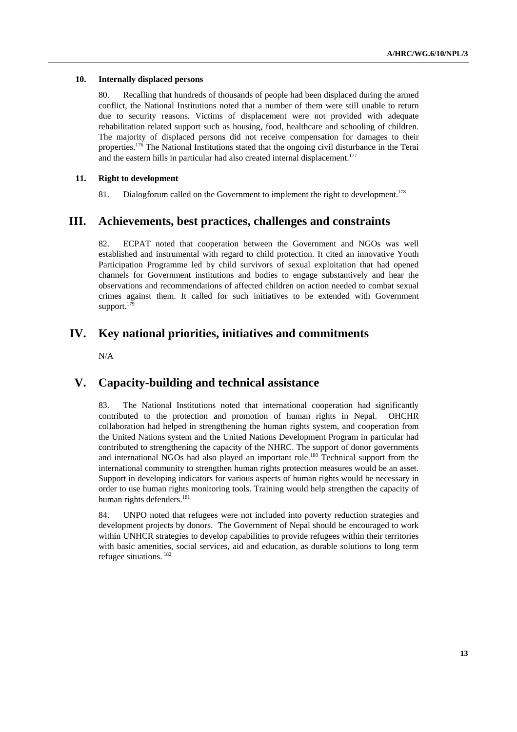### 10. Internally displaced persons

80. Recalling that hundreds of thousands of people had been displaced during the armed conflict, the National Institutions noted that a number of them were still unable to return due to security reasons. Victims of displacement were not provided with adequate rehabilitation related support such as housing, food, healthcare and schooling of children. The majority of displaced persons did not receive compensation for damages to their properties.[176] The National Institutions stated that the ongoing civil disturbance in the Terai and the eastern hills in particular had also created internal displacement.[177]

### 11. Right to development

81. Dialogforum called on the Government to implement the right to development.[178]

## III. Achievements, best practices, challenges and constraints

82. ECPAT noted that cooperation between the Government and NGOs was well established and instrumental with regard to child protection. It cited an innovative Youth Participation Programme led by child survivors of sexual exploitation that had opened channels for Government institutions and bodies to engage substantively and hear the observations and recommendations of affected children on action needed to combat sexual crimes against them. It called for such initiatives to be extended with Government support.[179]

## IV. Key national priorities, initiatives and commitments

N/A

## V. Capacity-building and technical assistance

83. The National Institutions noted that international cooperation had significantly contributed to the protection and promotion of human rights in Nepal. OHCHR collaboration had helped in strengthening the human rights system, and cooperation from the United Nations system and the United Nations Development Program in particular had contributed to strengthening the capacity of the NHRC. The support of donor governments and international NGOs had also played an important role.[180] Technical support from the international community to strengthen human rights protection measures would be an asset. Support in developing indicators for various aspects of human rights would be necessary in order to use human rights monitoring tools. Training would help strengthen the capacity of human rights defenders.[181]

84. UNPO noted that refugees were not included into poverty reduction strategies and development projects by donors. The Government of Nepal should be encouraged to work within UNHCR strategies to develop capabilities to provide refugees within their territories with basic amenities, social services, aid and education, as durable solutions to long term refugee situations.[182]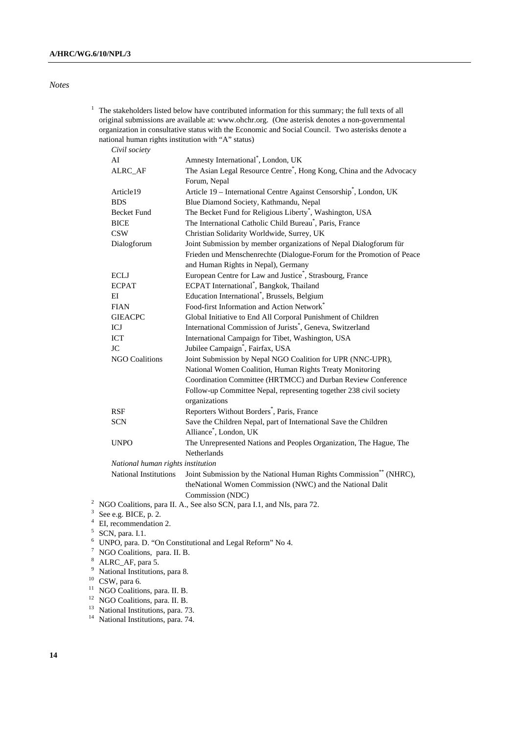*Notes*

[1] The stakeholders listed below have contributed information for this summary; the full texts of all original submissions are available at: www.ohchr.org. (One asterisk denotes a non-governmental organization in consultative status with the Economic and Social Council. Two asterisks denote a national human rights institution with "A" status)

*Civil society*

| | |
|---|---|
| AI | Amnesty International*, London, UK |
| ALRC_AF | The Asian Legal Resource Centre*, Hong Kong, China and the Advocacy Forum, Nepal |
| Article19 | Article 19 – International Centre Against Censorship*, London, UK |
| BDS | Blue Diamond Society, Kathmandu, Nepal |
| Becket Fund | The Becket Fund for Religious Liberty*, Washington, USA |
| BICE | The International Catholic Child Bureau*, Paris, France |
| CSW | Christian Solidarity Worldwide, Surrey, UK |
| Dialogforum | Joint Submission by member organizations of Nepal Dialogforum für Frieden und Menschenrechte (Dialogue-Forum for the Promotion of Peace and Human Rights in Nepal), Germany |
| ECLJ | European Centre for Law and Justice*, Strasbourg, France |
| ECPAT | ECPAT International*, Bangkok, Thailand |
| EI | Education International*, Brussels, Belgium |
| FIAN | Food-first Information and Action Network* |
| GIEACPC | Global Initiative to End All Corporal Punishment of Children |
| ICJ | International Commission of Jurists*, Geneva, Switzerland |
| ICT | International Campaign for Tibet, Washington, USA |
| JC | Jubilee Campaign*, Fairfax, USA |
| NGO Coalitions | Joint Submission by Nepal NGO Coalition for UPR (NNC-UPR), National Women Coalition, Human Rights Treaty Monitoring Coordination Committee (HRTMCC) and Durban Review Conference Follow-up Committee Nepal, representing together 238 civil society organizations |
| RSF | Reporters Without Borders*, Paris, France |
| SCN | Save the Children Nepal, part of International Save the Children Alliance*, London, UK |
| UNPO | The Unrepresented Nations and Peoples Organization, The Hague, The Netherlands |

*National human rights institution*

| | |
|---|---|
| National Institutions | Joint Submission by the National Human Rights Commission** (NHRC), theNational Women Commission (NWC) and the National Dalit Commission (NDC) |

[2] NGO Coalitions, para II. A., See also SCN, para I.1, and NIs, para 72.

[3] See e.g. BICE, p. 2.

[4] EI, recommendation 2.

[5] SCN, para. I.1.

[6] UNPO, para. D. "On Constitutional and Legal Reform" No 4.

[7] NGO Coalitions, para. II. B.

[8] ALRC_AF, para 5.

[9] National Institutions, para 8.

[10] CSW, para 6.

[11] NGO Coalitions, para. II. B.

[12] NGO Coalitions, para. II. B.

[13] National Institutions, para. 73.

[14] National Institutions, para. 74.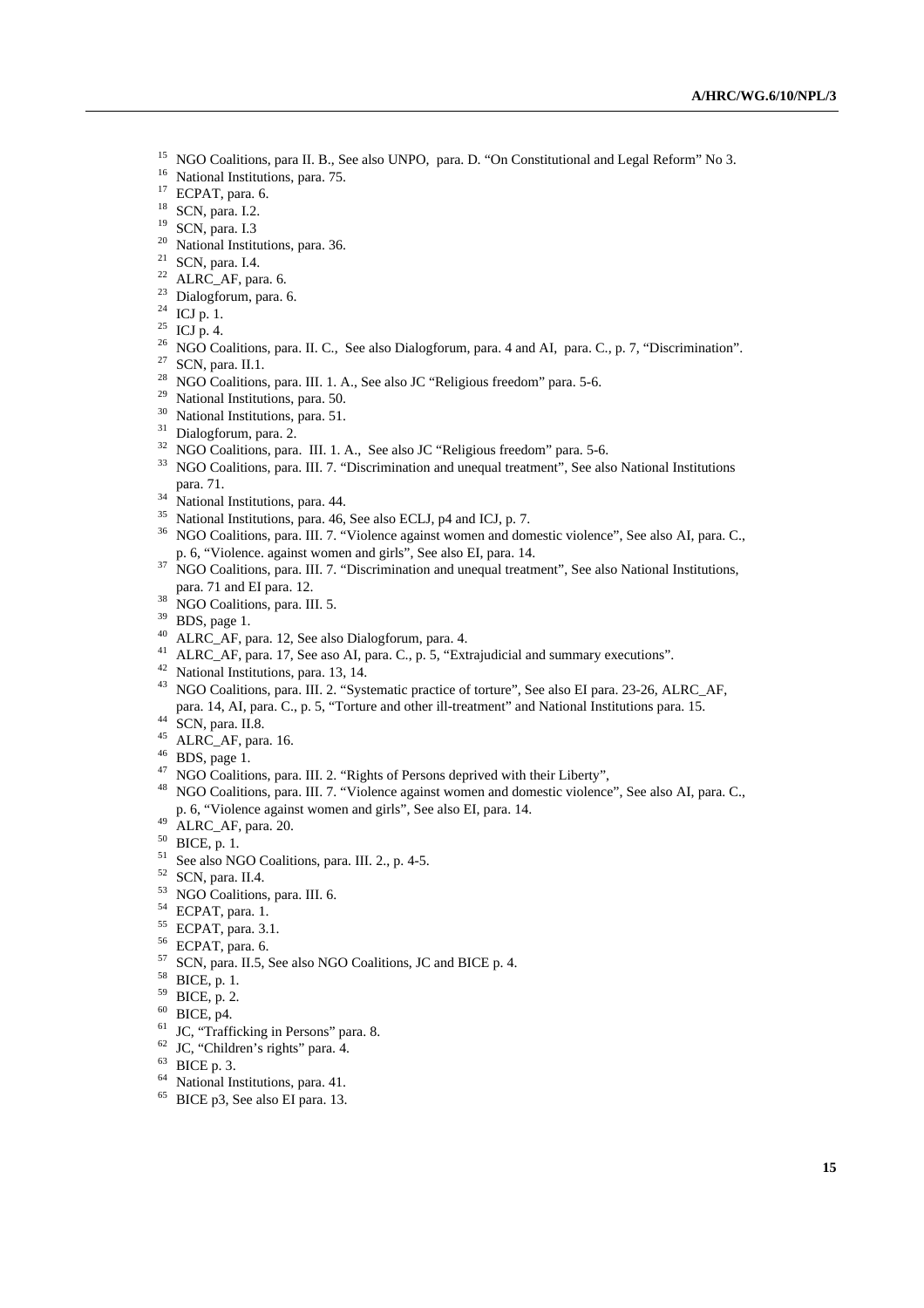[15] NGO Coalitions, para II. B., See also UNPO, para. D. "On Constitutional and Legal Reform" No 3.
[16] National Institutions, para. 75.
[17] ECPAT, para. 6.
[18] SCN, para. I.2.
[19] SCN, para. I.3
[20] National Institutions, para. 36.
[21] SCN, para. I.4.
[22] ALRC_AF, para. 6.
[23] Dialogforum, para. 6.
[24] ICJ p. 1.
[25] ICJ p. 4.
[26] NGO Coalitions, para. II. C., See also Dialogforum, para. 4 and AI, para. C., p. 7, "Discrimination".
[27] SCN, para. II.1.
[28] NGO Coalitions, para. III. 1. A., See also JC "Religious freedom" para. 5-6.
[29] National Institutions, para. 50.
[30] National Institutions, para. 51.
[31] Dialogforum, para. 2.
[32] NGO Coalitions, para. III. 1. A., See also JC "Religious freedom" para. 5-6.
[33] NGO Coalitions, para. III. 7. "Discrimination and unequal treatment", See also National Institutions para. 71.
[34] National Institutions, para. 44.
[35] National Institutions, para. 46, See also ECLJ, p4 and ICJ, p. 7.
[36] NGO Coalitions, para. III. 7. "Violence against women and domestic violence", See also AI, para. C., p. 6, "Violence. against women and girls", See also EI, para. 14.
[37] NGO Coalitions, para. III. 7. "Discrimination and unequal treatment", See also National Institutions, para. 71 and EI para. 12.
[38] NGO Coalitions, para. III. 5.
[39] BDS, page 1.
[40] ALRC_AF, para. 12, See also Dialogforum, para. 4.
[41] ALRC_AF, para. 17, See aso AI, para. C., p. 5, "Extrajudicial and summary executions".
[42] National Institutions, para. 13, 14.
[43] NGO Coalitions, para. III. 2. "Systematic practice of torture", See also EI para. 23-26, ALRC_AF, para. 14, AI, para. C., p. 5, "Torture and other ill-treatment" and National Institutions para. 15.
[44] SCN, para. II.8.
[45] ALRC_AF, para. 16.
[46] BDS, page 1.
[47] NGO Coalitions, para. III. 2. "Rights of Persons deprived with their Liberty",
[48] NGO Coalitions, para. III. 7. "Violence against women and domestic violence", See also AI, para. C., p. 6, "Violence against women and girls", See also EI, para. 14.
[49] ALRC_AF, para. 20.
[50] BICE, p. 1.
[51] See also NGO Coalitions, para. III. 2., p. 4-5.
[52] SCN, para. II.4.
[53] NGO Coalitions, para. III. 6.
[54] ECPAT, para. 1.
[55] ECPAT, para. 3.1.
[56] ECPAT, para. 6.
[57] SCN, para. II.5, See also NGO Coalitions, JC and BICE p. 4.
[58] BICE, p. 1.
[59] BICE, p. 2.
[60] BICE, p4.
[61] JC, "Trafficking in Persons" para. 8.
[62] JC, "Children's rights" para. 4.
[63] BICE p. 3.
[64] National Institutions, para. 41.
[65] BICE p3, See also EI para. 13.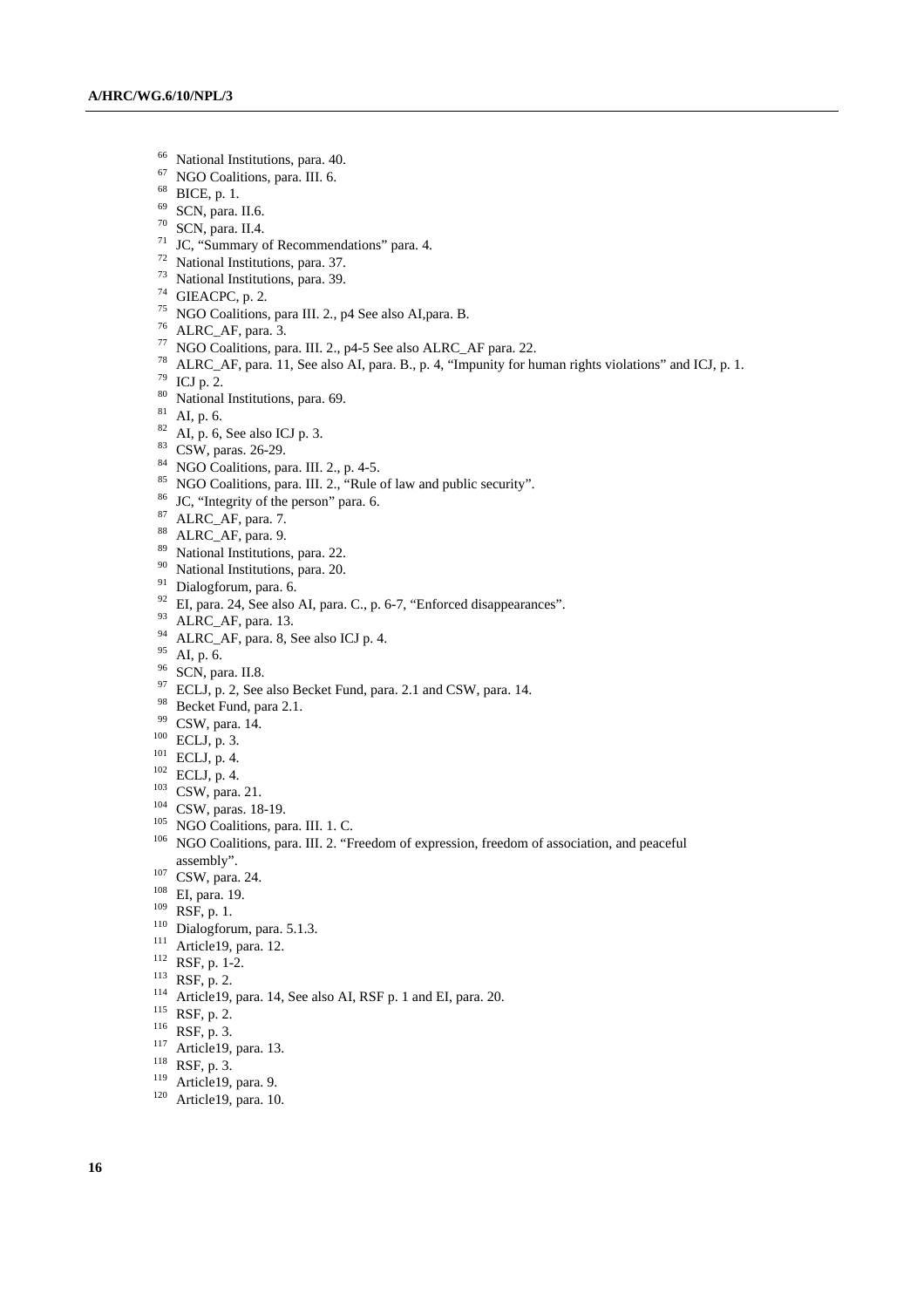[66] National Institutions, para. 40.
[67] NGO Coalitions, para. III. 6.
[68] BICE, p. 1.
[69] SCN, para. II.6.
[70] SCN, para. II.4.
[71] JC, "Summary of Recommendations" para. 4.
[72] National Institutions, para. 37.
[73] National Institutions, para. 39.
[74] GIEACPC, p. 2.
[75] NGO Coalitions, para III. 2., p4 See also AI,para. B.
[76] ALRC_AF, para. 3.
[77] NGO Coalitions, para. III. 2., p4-5 See also ALRC_AF para. 22.
[78] ALRC_AF, para. 11, See also AI, para. B., p. 4, "Impunity for human rights violations" and ICJ, p. 1.
[79] ICJ p. 2.
[80] National Institutions, para. 69.
[81] AI, p. 6.
[82] AI, p. 6, See also ICJ p. 3.
[83] CSW, paras. 26-29.
[84] NGO Coalitions, para. III. 2., p. 4-5.
[85] NGO Coalitions, para. III. 2., "Rule of law and public security".
[86] JC, "Integrity of the person" para. 6.
[87] ALRC_AF, para. 7.
[88] ALRC_AF, para. 9.
[89] National Institutions, para. 22.
[90] National Institutions, para. 20.
[91] Dialogforum, para. 6.
[92] EI, para. 24, See also AI, para. C., p. 6-7, "Enforced disappearances".
[93] ALRC_AF, para. 13.
[94] ALRC_AF, para. 8, See also ICJ p. 4.
[95] AI, p. 6.
[96] SCN, para. II.8.
[97] ECLJ, p. 2, See also Becket Fund, para. 2.1 and CSW, para. 14.
[98] Becket Fund, para 2.1.
[99] CSW, para. 14.
[100] ECLJ, p. 3.
[101] ECLJ, p. 4.
[102] ECLJ, p. 4.
[103] CSW, para. 21.
[104] CSW, paras. 18-19.
[105] NGO Coalitions, para. III. 1. C.
[106] NGO Coalitions, para. III. 2. "Freedom of expression, freedom of association, and peaceful assembly".
[107] CSW, para. 24.
[108] EI, para. 19.
[109] RSF, p. 1.
[110] Dialogforum, para. 5.1.3.
[111] Article19, para. 12.
[112] RSF, p. 1-2.
[113] RSF, p. 2.
[114] Article19, para. 14, See also AI, RSF p. 1 and EI, para. 20.
[115] RSF, p. 2.
[116] RSF, p. 3.
[117] Article19, para. 13.
[118] RSF, p. 3.
[119] Article19, para. 9.
[120] Article19, para. 10.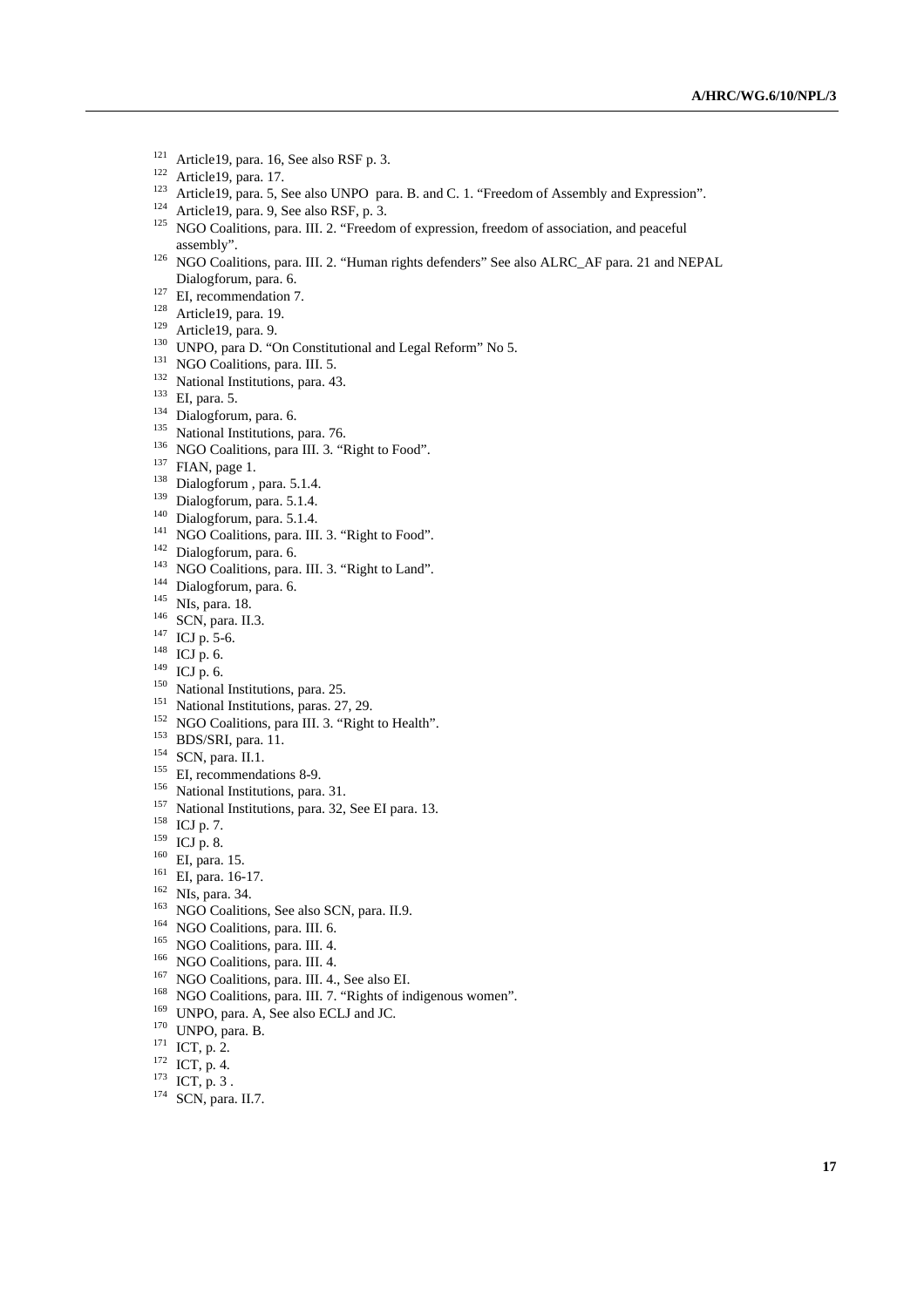[121] Article19, para. 16, See also RSF p. 3.
[122] Article19, para. 17.
[123] Article19, para. 5, See also UNPO para. B. and C. 1. "Freedom of Assembly and Expression".
[124] Article19, para. 9, See also RSF, p. 3.
[125] NGO Coalitions, para. III. 2. "Freedom of expression, freedom of association, and peaceful assembly".
[126] NGO Coalitions, para. III. 2. "Human rights defenders" See also ALRC_AF para. 21 and NEPAL Dialogforum, para. 6.
[127] EI, recommendation 7.
[128] Article19, para. 19.
[129] Article19, para. 9.
[130] UNPO, para D. "On Constitutional and Legal Reform" No 5.
[131] NGO Coalitions, para. III. 5.
[132] National Institutions, para. 43.
[133] EI, para. 5.
[134] Dialogforum, para. 6.
[135] National Institutions, para. 76.
[136] NGO Coalitions, para III. 3. "Right to Food".
[137] FIAN, page 1.
[138] Dialogforum , para. 5.1.4.
[139] Dialogforum, para. 5.1.4.
[140] Dialogforum, para. 5.1.4.
[141] NGO Coalitions, para. III. 3. "Right to Food".
[142] Dialogforum, para. 6.
[143] NGO Coalitions, para. III. 3. "Right to Land".
[144] Dialogforum, para. 6.
[145] NIs, para. 18.
[146] SCN, para. II.3.
[147] ICJ p. 5-6.
[148] ICJ p. 6.
[149] ICJ p. 6.
[150] National Institutions, para. 25.
[151] National Institutions, paras. 27, 29.
[152] NGO Coalitions, para III. 3. "Right to Health".
[153] BDS/SRI, para. 11.
[154] SCN, para. II.1.
[155] EI, recommendations 8-9.
[156] National Institutions, para. 31.
[157] National Institutions, para. 32, See EI para. 13.
[158] ICJ p. 7.
[159] ICJ p. 8.
[160] EI, para. 15.
[161] EI, para. 16-17.
[162] NIs, para. 34.
[163] NGO Coalitions, See also SCN, para. II.9.
[164] NGO Coalitions, para. III. 6.
[165] NGO Coalitions, para. III. 4.
[166] NGO Coalitions, para. III. 4.
[167] NGO Coalitions, para. III. 4., See also EI.
[168] NGO Coalitions, para. III. 7. "Rights of indigenous women".
[169] UNPO, para. A, See also ECLJ and JC.
[170] UNPO, para. B.
[171] ICT, p. 2.
[172] ICT, p. 4.
[173] ICT, p. 3 .
[174] SCN, para. II.7.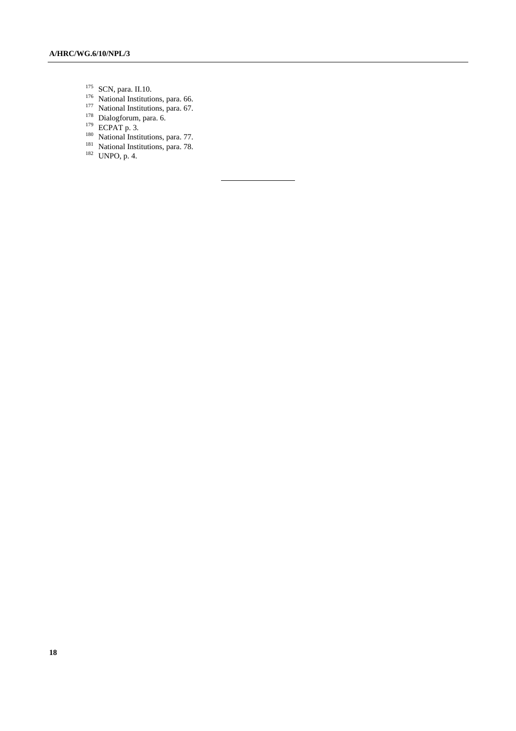[175] SCN, para. II.10.
[176] National Institutions, para. 66.
[177] National Institutions, para. 67.
[178] Dialogforum, para. 6.
[179] ECPAT p. 3.
[180] National Institutions, para. 77.
[181] National Institutions, para. 78.
[182] UNPO, p. 4.